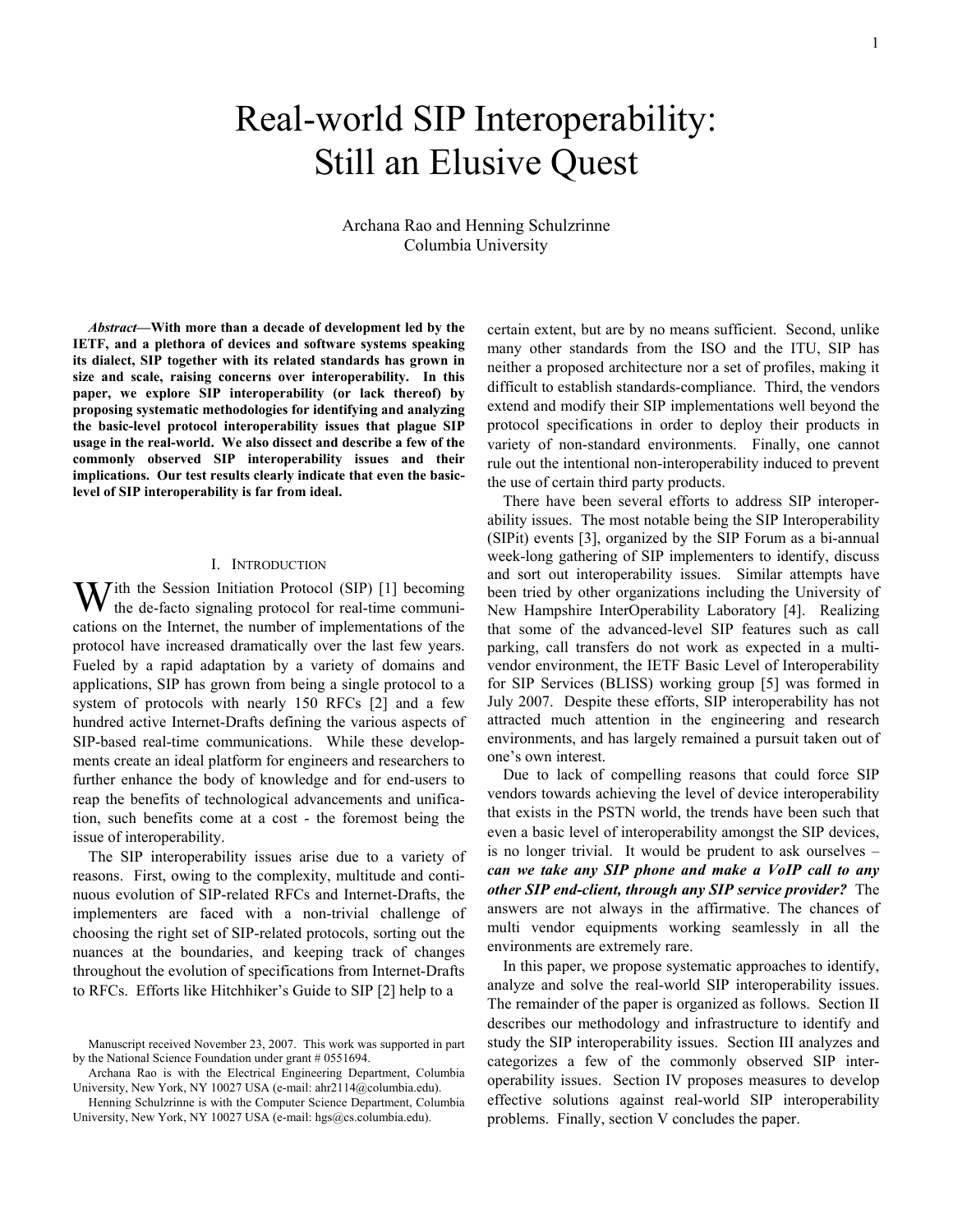# Real-world SIP Interoperability: Still an Elusive Quest

Archana Rao and Henning Schulzrinne
Columbia University

***Abstract*—With more than a decade of development led by the IETF, and a plethora of devices and software systems speaking its dialect, SIP together with its related standards has grown in size and scale, raising concerns over interoperability. In this paper, we explore SIP interoperability (or lack thereof) by proposing systematic methodologies for identifying and analyzing the basic-level protocol interoperability issues that plague SIP usage in the real-world. We also dissect and describe a few of the commonly observed SIP interoperability issues and their implications. Our test results clearly indicate that even the basic-level of SIP interoperability is far from ideal.**

## I. Introduction

With the Session Initiation Protocol (SIP) [1] becoming the de-facto signaling protocol for real-time communications on the Internet, the number of implementations of the protocol have increased dramatically over the last few years. Fueled by a rapid adaptation by a variety of domains and applications, SIP has grown from being a single protocol to a system of protocols with nearly 150 RFCs [2] and a few hundred active Internet-Drafts defining the various aspects of SIP-based real-time communications. While these developments create an ideal platform for engineers and researchers to further enhance the body of knowledge and for end-users to reap the benefits of technological advancements and unification, such benefits come at a cost - the foremost being the issue of interoperability.

The SIP interoperability issues arise due to a variety of reasons. First, owing to the complexity, multitude and continuous evolution of SIP-related RFCs and Internet-Drafts, the implementers are faced with a non-trivial challenge of choosing the right set of SIP-related protocols, sorting out the nuances at the boundaries, and keeping track of changes throughout the evolution of specifications from Internet-Drafts to RFCs. Efforts like Hitchhiker's Guide to SIP [2] help to a certain extent, but are by no means sufficient. Second, unlike many other standards from the ISO and the ITU, SIP has neither a proposed architecture nor a set of profiles, making it difficult to establish standards-compliance. Third, the vendors extend and modify their SIP implementations well beyond the protocol specifications in order to deploy their products in variety of non-standard environments. Finally, one cannot rule out the intentional non-interoperability induced to prevent the use of certain third party products.

There have been several efforts to address SIP interoperability issues. The most notable being the SIP Interoperability (SIPit) events [3], organized by the SIP Forum as a bi-annual week-long gathering of SIP implementers to identify, discuss and sort out interoperability issues. Similar attempts have been tried by other organizations including the University of New Hampshire InterOperability Laboratory [4]. Realizing that some of the advanced-level SIP features such as call parking, call transfers do not work as expected in a multi-vendor environment, the IETF Basic Level of Interoperability for SIP Services (BLISS) working group [5] was formed in July 2007. Despite these efforts, SIP interoperability has not attracted much attention in the engineering and research environments, and has largely remained a pursuit taken out of one's own interest.

Due to lack of compelling reasons that could force SIP vendors towards achieving the level of device interoperability that exists in the PSTN world, the trends have been such that even a basic level of interoperability amongst the SIP devices, is no longer trivial. It would be prudent to ask ourselves – ***can we take any SIP phone and make a VoIP call to any other SIP end-client, through any SIP service provider?*** The answers are not always in the affirmative. The chances of multi vendor equipments working seamlessly in all the environments are extremely rare.

In this paper, we propose systematic approaches to identify, analyze and solve the real-world SIP interoperability issues. The remainder of the paper is organized as follows. Section II describes our methodology and infrastructure to identify and study the SIP interoperability issues. Section III analyzes and categorizes a few of the commonly observed SIP interoperability issues. Section IV proposes measures to develop effective solutions against real-world SIP interoperability problems. Finally, section V concludes the paper.

---

Manuscript received November 23, 2007. This work was supported in part by the National Science Foundation under grant # 0551694.

Archana Rao is with the Electrical Engineering Department, Columbia University, New York, NY 10027 USA (e-mail: ahr2114@columbia.edu).

Henning Schulzrinne is with the Computer Science Department, Columbia University, New York, NY 10027 USA (e-mail: hgs@cs.columbia.edu).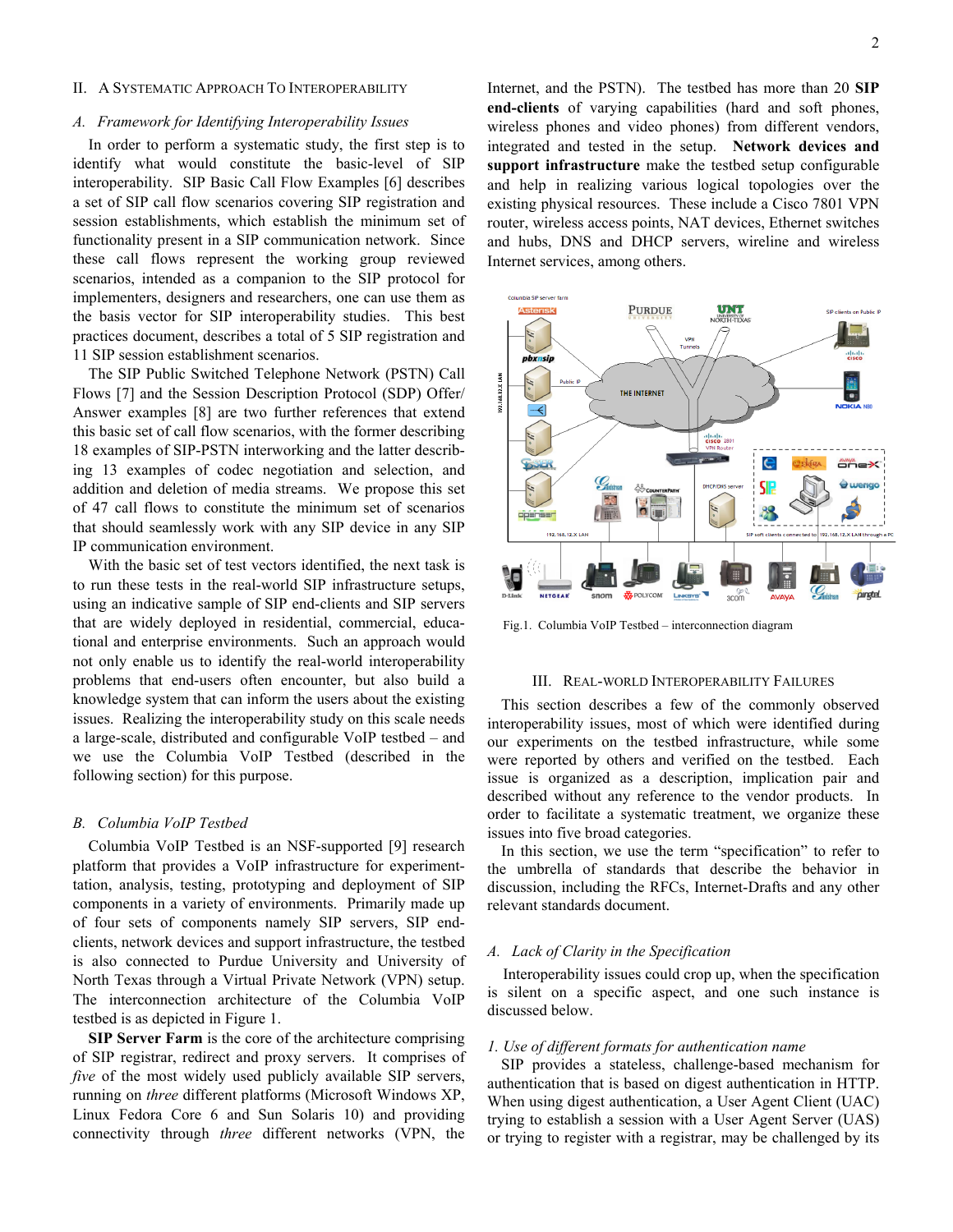## II. A Systematic Approach To Interoperability

### *A. Framework for Identifying Interoperability Issues*

In order to perform a systematic study, the first step is to identify what would constitute the basic-level of SIP interoperability. SIP Basic Call Flow Examples [6] describes a set of SIP call flow scenarios covering SIP registration and session establishments, which establish the minimum set of functionality present in a SIP communication network. Since these call flows represent the working group reviewed scenarios, intended as a companion to the SIP protocol for implementers, designers and researchers, one can use them as the basis vector for SIP interoperability studies. This best practices document, describes a total of 5 SIP registration and 11 SIP session establishment scenarios.

The SIP Public Switched Telephone Network (PSTN) Call Flows [7] and the Session Description Protocol (SDP) Offer/ Answer examples [8] are two further references that extend this basic set of call flow scenarios, with the former describing 18 examples of SIP-PSTN interworking and the latter describing 13 examples of codec negotiation and selection, and addition and deletion of media streams. We propose this set of 47 call flows to constitute the minimum set of scenarios that should seamlessly work with any SIP device in any SIP IP communication environment.

With the basic set of test vectors identified, the next task is to run these tests in the real-world SIP infrastructure setups, using an indicative sample of SIP end-clients and SIP servers that are widely deployed in residential, commercial, educational and enterprise environments. Such an approach would not only enable us to identify the real-world interoperability problems that end-users often encounter, but also build a knowledge system that can inform the users about the existing issues. Realizing the interoperability study on this scale needs a large-scale, distributed and configurable VoIP testbed – and we use the Columbia VoIP Testbed (described in the following section) for this purpose.

### *B. Columbia VoIP Testbed*

Columbia VoIP Testbed is an NSF-supported [9] research platform that provides a VoIP infrastructure for experimentation, analysis, testing, prototyping and deployment of SIP components in a variety of environments. Primarily made up of four sets of components namely SIP servers, SIP end-clients, network devices and support infrastructure, the testbed is also connected to Purdue University and University of North Texas through a Virtual Private Network (VPN) setup. The interconnection architecture of the Columbia VoIP testbed is as depicted in Figure 1.

**SIP Server Farm** is the core of the architecture comprising of SIP registrar, redirect and proxy servers. It comprises of *five* of the most widely used publicly available SIP servers, running on *three* different platforms (Microsoft Windows XP, Linux Fedora Core 6 and Sun Solaris 10) and providing connectivity through *three* different networks (VPN, the Internet, and the PSTN). The testbed has more than 20 **SIP end-clients** of varying capabilities (hard and soft phones, wireless phones and video phones) from different vendors, integrated and tested in the setup. **Network devices and support infrastructure** make the testbed setup configurable and help in realizing various logical topologies over the existing physical resources. These include a Cisco 7801 VPN router, wireless access points, NAT devices, Ethernet switches and hubs, DNS and DHCP servers, wireline and wireless Internet services, among others.

Fig.1. Columbia VoIP Testbed – interconnection diagram

## III. Real-World Interoperability Failures

This section describes a few of the commonly observed interoperability issues, most of which were identified during our experiments on the testbed infrastructure, while some were reported by others and verified on the testbed. Each issue is organized as a description, implication pair and described without any reference to the vendor products. In order to facilitate a systematic treatment, we organize these issues into five broad categories.

In this section, we use the term "specification" to refer to the umbrella of standards that describe the behavior in discussion, including the RFCs, Internet-Drafts and any other relevant standards document.

### *A. Lack of Clarity in the Specification*

Interoperability issues could crop up, when the specification is silent on a specific aspect, and one such instance is discussed below.

#### *1. Use of different formats for authentication name*

SIP provides a stateless, challenge-based mechanism for authentication that is based on digest authentication in HTTP. When using digest authentication, a User Agent Client (UAC) trying to establish a session with a User Agent Server (UAS) or trying to register with a registrar, may be challenged by its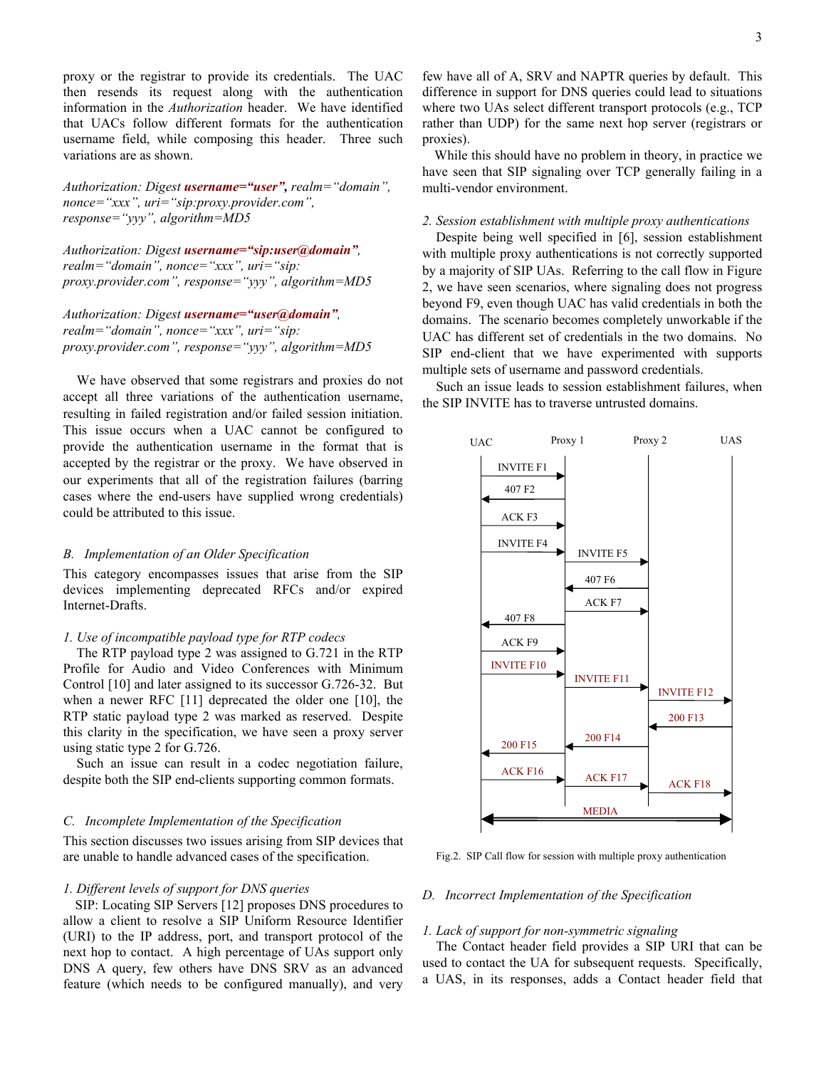proxy or the registrar to provide its credentials. The UAC then resends its request along with the authentication information in the *Authorization* header. We have identified that UACs follow different formats for the authentication username field, while composing this header. Three such variations are as shown.

*Authorization: Digest* ***username="user",*** *realm="domain", nonce="xxx", uri="sip:proxy.provider.com", response="yyy", algorithm=MD5*

*Authorization: Digest* ***username="sip:user@domain"****, realm="domain", nonce="xxx", uri="sip: proxy.provider.com", response="yyy", algorithm=MD5*

*Authorization: Digest* ***username="user@domain"****, realm="domain", nonce="xxx", uri="sip: proxy.provider.com", response="yyy", algorithm=MD5*

We have observed that some registrars and proxies do not accept all three variations of the authentication username, resulting in failed registration and/or failed session initiation. This issue occurs when a UAC cannot be configured to provide the authentication username in the format that is accepted by the registrar or the proxy. We have observed in our experiments that all of the registration failures (barring cases where the end-users have supplied wrong credentials) could be attributed to this issue.

### B. Implementation of an Older Specification

This category encompasses issues that arise from the SIP devices implementing deprecated RFCs and/or expired Internet-Drafts.

#### 1. Use of incompatible payload type for RTP codecs

The RTP payload type 2 was assigned to G.721 in the RTP Profile for Audio and Video Conferences with Minimum Control [10] and later assigned to its successor G.726-32. But when a newer RFC [11] deprecated the older one [10], the RTP static payload type 2 was marked as reserved. Despite this clarity in the specification, we have seen a proxy server using static type 2 for G.726.

Such an issue can result in a codec negotiation failure, despite both the SIP end-clients supporting common formats.

### C. Incomplete Implementation of the Specification

This section discusses two issues arising from SIP devices that are unable to handle advanced cases of the specification.

#### 1. Different levels of support for DNS queries

SIP: Locating SIP Servers [12] proposes DNS procedures to allow a client to resolve a SIP Uniform Resource Identifier (URI) to the IP address, port, and transport protocol of the next hop to contact. A high percentage of UAs support only DNS A query, few others have DNS SRV as an advanced feature (which needs to be configured manually), and very few have all of A, SRV and NAPTR queries by default. This difference in support for DNS queries could lead to situations where two UAs select different transport protocols (e.g., TCP rather than UDP) for the same next hop server (registrars or proxies).

While this should have no problem in theory, in practice we have seen that SIP signaling over TCP generally failing in a multi-vendor environment.

#### 2. Session establishment with multiple proxy authentications

Despite being well specified in [6], session establishment with multiple proxy authentications is not correctly supported by a majority of SIP UAs. Referring to the call flow in Figure 2, we have seen scenarios, where signaling does not progress beyond F9, even though UAC has valid credentials in both the domains. The scenario becomes completely unworkable if the UAC has different set of credentials in the two domains. No SIP end-client that we have experimented with supports multiple sets of username and password credentials.

Such an issue leads to session establishment failures, when the SIP INVITE has to traverse untrusted domains.

| UAC | | Proxy 1 | | Proxy 2 | | UAS |
|---|---|---|---|---|---|---|
| | INVITE F1 → | | | | | |
| | ← 407 F2 | | | | | |
| | ACK F3 → | | | | | |
| | INVITE F4 → | | INVITE F5 → | | | |
| | | | ← 407 F6 | | | |
| | | | ACK F7 → | | | |
| | ← 407 F8 | | | | | |
| | ACK F9 → | | | | | |
| | INVITE F10 → | | INVITE F11 → | | INVITE F12 → | |
| | | | | | ← 200 F13 | |
| | ← 200 F15 | | ← 200 F14 | | | |
| | ACK F16 → | | ACK F17 → | | ACK F18 → | |
| ↔ | | | MEDIA | | | ↔ |

Fig.2. SIP Call flow for session with multiple proxy authentication

### D. Incorrect Implementation of the Specification

#### 1. Lack of support for non-symmetric signaling

The Contact header field provides a SIP URI that can be used to contact the UA for subsequent requests. Specifically, a UAS, in its responses, adds a Contact header field that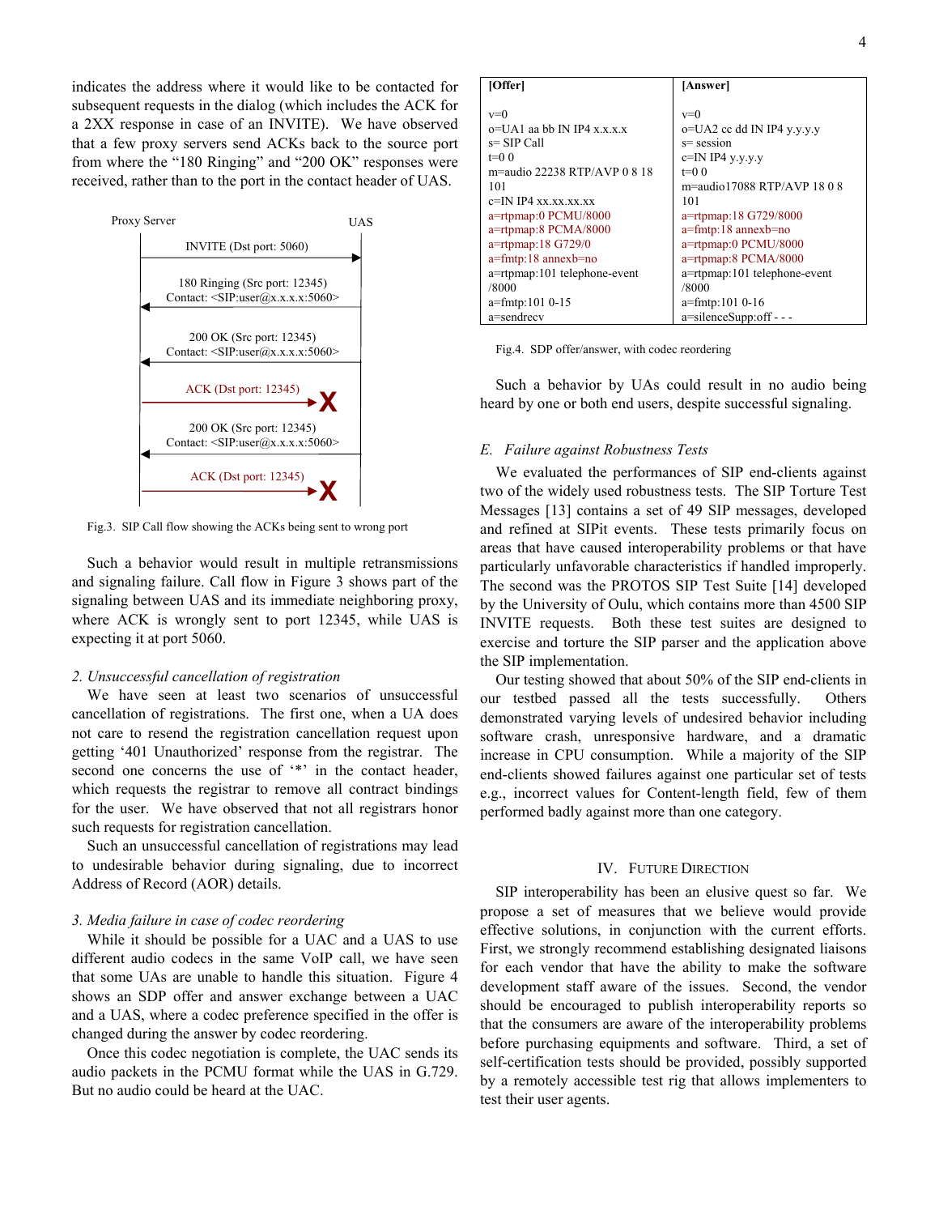indicates the address where it would like to be contacted for subsequent requests in the dialog (which includes the ACK for a 2XX response in case of an INVITE). We have observed that a few proxy servers send ACKs back to the source port from where the "180 Ringing" and "200 OK" responses were received, rather than to the port in the contact header of UAS.

Proxy Server — UAS

INVITE (Dst port: 5060)

180 Ringing (Src port: 12345)
Contact: <SIP:user@x.x.x.x:5060>

200 OK (Src port: 12345)
Contact: <SIP:user@x.x.x.x:5060>

ACK (Dst port: 12345) X

200 OK (Src port: 12345)
Contact: <SIP:user@x.x.x.x:5060>

ACK (Dst port: 12345) X

Fig.3. SIP Call flow showing the ACKs being sent to wrong port

Such a behavior would result in multiple retransmissions and signaling failure. Call flow in Figure 3 shows part of the signaling between UAS and its immediate neighboring proxy, where ACK is wrongly sent to port 12345, while UAS is expecting it at port 5060.

*2. Unsuccessful cancellation of registration*

We have seen at least two scenarios of unsuccessful cancellation of registrations. The first one, when a UA does not care to resend the registration cancellation request upon getting '401 Unauthorized' response from the registrar. The second one concerns the use of '*' in the contact header, which requests the registrar to remove all contract bindings for the user. We have observed that not all registrars honor such requests for registration cancellation.

Such an unsuccessful cancellation of registrations may lead to undesirable behavior during signaling, due to incorrect Address of Record (AOR) details.

*3. Media failure in case of codec reordering*

While it should be possible for a UAC and a UAS to use different audio codecs in the same VoIP call, we have seen that some UAs are unable to handle this situation. Figure 4 shows an SDP offer and answer exchange between a UAC and a UAS, where a codec preference specified in the offer is changed during the answer by codec reordering.

Once this codec negotiation is complete, the UAC sends its audio packets in the PCMU format while the UAS in G.729. But no audio could be heard at the UAC.

| **[Offer]** | **[Answer]** |
|---|---|
| v=0<br>o=UA1 aa bb IN IP4 x.x.x.x<br>s= SIP Call<br>t=0 0<br>m=audio 22238 RTP/AVP 0 8 18 101<br>c=IN IP4 xx.xx.xx.xx<br>a=rtpmap:0 PCMU/8000<br>a=rtpmap:8 PCMA/8000<br>a=rtpmap:18 G729/0<br>a=fmtp:18 annexb=no<br>a=rtpmap:101 telephone-event /8000<br>a=fmtp:101 0-15<br>a=sendrecv | v=0<br>o=UA2 cc dd IN IP4 y.y.y.y<br>s= session<br>c=IN IP4 y.y.y.y<br>t=0 0<br>m=audio17088 RTP/AVP 18 0 8 101<br>a=rtpmap:18 G729/8000<br>a=fmtp:18 annexb=no<br>a=rtpmap:0 PCMU/8000<br>a=rtpmap:8 PCMA/8000<br>a=rtpmap:101 telephone-event /8000<br>a=fmtp:101 0-16<br>a=silenceSupp:off - - - |

Fig.4. SDP offer/answer, with codec reordering

Such a behavior by UAs could result in no audio being heard by one or both end users, despite successful signaling.

### *E. Failure against Robustness Tests*

We evaluated the performances of SIP end-clients against two of the widely used robustness tests. The SIP Torture Test Messages [13] contains a set of 49 SIP messages, developed and refined at SIPit events. These tests primarily focus on areas that have caused interoperability problems or that have particularly unfavorable characteristics if handled improperly. The second was the PROTOS SIP Test Suite [14] developed by the University of Oulu, which contains more than 4500 SIP INVITE requests. Both these test suites are designed to exercise and torture the SIP parser and the application above the SIP implementation.

Our testing showed that about 50% of the SIP end-clients in our testbed passed all the tests successfully. Others demonstrated varying levels of undesired behavior including software crash, unresponsive hardware, and a dramatic increase in CPU consumption. While a majority of the SIP end-clients showed failures against one particular set of tests e.g., incorrect values for Content-length field, few of them performed badly against more than one category.

## IV. Future Direction

SIP interoperability has been an elusive quest so far. We propose a set of measures that we believe would provide effective solutions, in conjunction with the current efforts. First, we strongly recommend establishing designated liaisons for each vendor that have the ability to make the software development staff aware of the issues. Second, the vendor should be encouraged to publish interoperability reports so that the consumers are aware of the interoperability problems before purchasing equipments and software. Third, a set of self-certification tests should be provided, possibly supported by a remotely accessible test rig that allows implementers to test their user agents.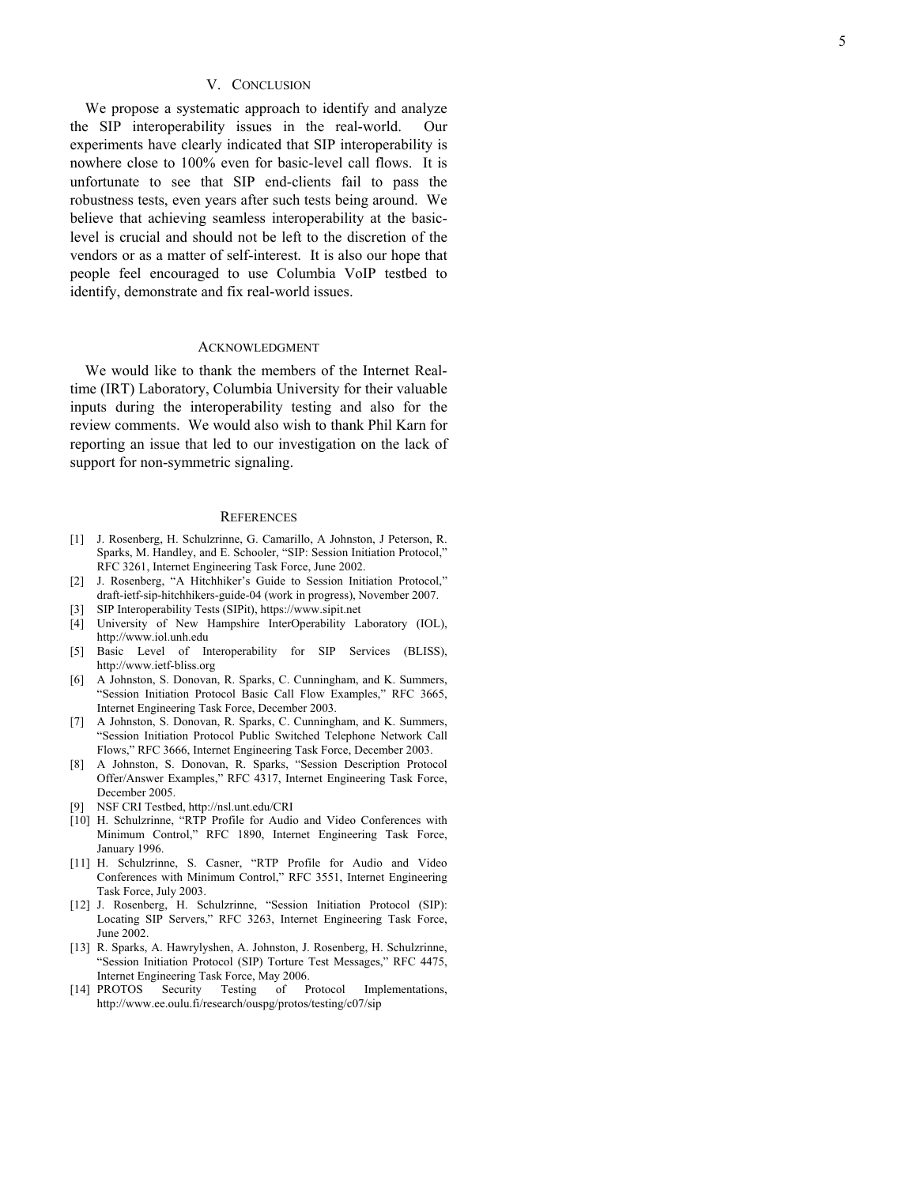## V. Conclusion

We propose a systematic approach to identify and analyze the SIP interoperability issues in the real-world. Our experiments have clearly indicated that SIP interoperability is nowhere close to 100% even for basic-level call flows. It is unfortunate to see that SIP end-clients fail to pass the robustness tests, even years after such tests being around. We believe that achieving seamless interoperability at the basic-level is crucial and should not be left to the discretion of the vendors or as a matter of self-interest. It is also our hope that people feel encouraged to use Columbia VoIP testbed to identify, demonstrate and fix real-world issues.

## Acknowledgment

We would like to thank the members of the Internet Real-time (IRT) Laboratory, Columbia University for their valuable inputs during the interoperability testing and also for the review comments. We would also wish to thank Phil Karn for reporting an issue that led to our investigation on the lack of support for non-symmetric signaling.

## References

[1] J. Rosenberg, H. Schulzrinne, G. Camarillo, A Johnston, J Peterson, R. Sparks, M. Handley, and E. Schooler, "SIP: Session Initiation Protocol," RFC 3261, Internet Engineering Task Force, June 2002.

[2] J. Rosenberg, "A Hitchhiker's Guide to Session Initiation Protocol," draft-ietf-sip-hitchhikers-guide-04 (work in progress), November 2007.

[3] SIP Interoperability Tests (SIPit), https://www.sipit.net

[4] University of New Hampshire InterOperability Laboratory (IOL), http://www.iol.unh.edu

[5] Basic Level of Interoperability for SIP Services (BLISS), http://www.ietf-bliss.org

[6] A Johnston, S. Donovan, R. Sparks, C. Cunningham, and K. Summers, "Session Initiation Protocol Basic Call Flow Examples," RFC 3665, Internet Engineering Task Force, December 2003.

[7] A Johnston, S. Donovan, R. Sparks, C. Cunningham, and K. Summers, "Session Initiation Protocol Public Switched Telephone Network Call Flows," RFC 3666, Internet Engineering Task Force, December 2003.

[8] A Johnston, S. Donovan, R. Sparks, "Session Description Protocol Offer/Answer Examples," RFC 4317, Internet Engineering Task Force, December 2005.

[9] NSF CRI Testbed, http://nsl.unt.edu/CRI

[10] H. Schulzrinne, "RTP Profile for Audio and Video Conferences with Minimum Control," RFC 1890, Internet Engineering Task Force, January 1996.

[11] H. Schulzrinne, S. Casner, "RTP Profile for Audio and Video Conferences with Minimum Control," RFC 3551, Internet Engineering Task Force, July 2003.

[12] J. Rosenberg, H. Schulzrinne, "Session Initiation Protocol (SIP): Locating SIP Servers," RFC 3263, Internet Engineering Task Force, June 2002.

[13] R. Sparks, A. Hawrylyshen, A. Johnston, J. Rosenberg, H. Schulzrinne, "Session Initiation Protocol (SIP) Torture Test Messages," RFC 4475, Internet Engineering Task Force, May 2006.

[14] PROTOS Security Testing of Protocol Implementations, http://www.ee.oulu.fi/research/ouspg/protos/testing/c07/sip